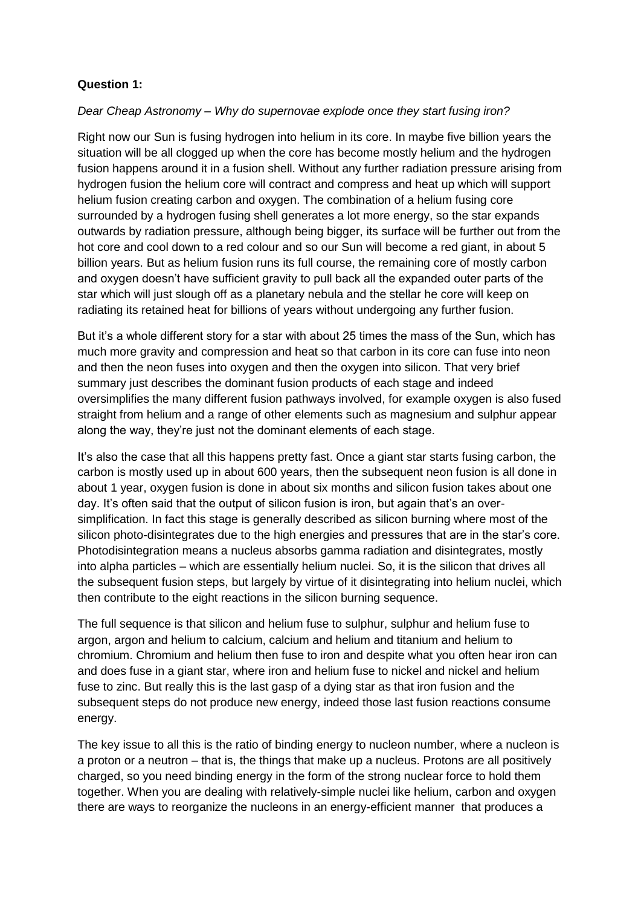**Question 1:**

*Dear Cheap Astronomy – Why do supernovae explode once they start fusing iron?*

Right now our Sun is fusing hydrogen into helium in its core. In maybe five billion years the situation will be all clogged up when the core has become mostly helium and the hydrogen fusion happens around it in a fusion shell. Without any further radiation pressure arising from hydrogen fusion the helium core will contract and compress and heat up which will support helium fusion creating carbon and oxygen. The combination of a helium fusing core surrounded by a hydrogen fusing shell generates a lot more energy, so the star expands outwards by radiation pressure, although being bigger, its surface will be further out from the hot core and cool down to a red colour and so our Sun will become a red giant, in about 5 billion years. But as helium fusion runs its full course, the remaining core of mostly carbon and oxygen doesn't have sufficient gravity to pull back all the expanded outer parts of the star which will just slough off as a planetary nebula and the stellar he core will keep on radiating its retained heat for billions of years without undergoing any further fusion.

But it's a whole different story for a star with about 25 times the mass of the Sun, which has much more gravity and compression and heat so that carbon in its core can fuse into neon and then the neon fuses into oxygen and then the oxygen into silicon. That very brief summary just describes the dominant fusion products of each stage and indeed oversimplifies the many different fusion pathways involved, for example oxygen is also fused straight from helium and a range of other elements such as magnesium and sulphur appear along the way, they're just not the dominant elements of each stage.

It's also the case that all this happens pretty fast. Once a giant star starts fusing carbon, the carbon is mostly used up in about 600 years, then the subsequent neon fusion is all done in about 1 year, oxygen fusion is done in about six months and silicon fusion takes about one day. It's often said that the output of silicon fusion is iron, but again that's an over-simplification. In fact this stage is generally described as silicon burning where most of the silicon photo-disintegrates due to the high energies and pressures that are in the star's core. Photodisintegration means a nucleus absorbs gamma radiation and disintegrates, mostly into alpha particles – which are essentially helium nuclei. So, it is the silicon that drives all the subsequent fusion steps, but largely by virtue of it disintegrating into helium nuclei, which then contribute to the eight reactions in the silicon burning sequence.

The full sequence is that silicon and helium fuse to sulphur, sulphur and helium fuse to argon, argon and helium to calcium, calcium and helium and titanium and helium to chromium. Chromium and helium then fuse to iron and despite what you often hear iron can and does fuse in a giant star, where iron and helium fuse to nickel and nickel and helium fuse to zinc. But really this is the last gasp of a dying star as that iron fusion and the subsequent steps do not produce new energy, indeed those last fusion reactions consume energy.

The key issue to all this is the ratio of binding energy to nucleon number, where a nucleon is a proton or a neutron – that is, the things that make up a nucleus. Protons are all positively charged, so you need binding energy in the form of the strong nuclear force to hold them together. When you are dealing with relatively-simple nuclei like helium, carbon and oxygen there are ways to reorganize the nucleons in an energy-efficient manner that produces a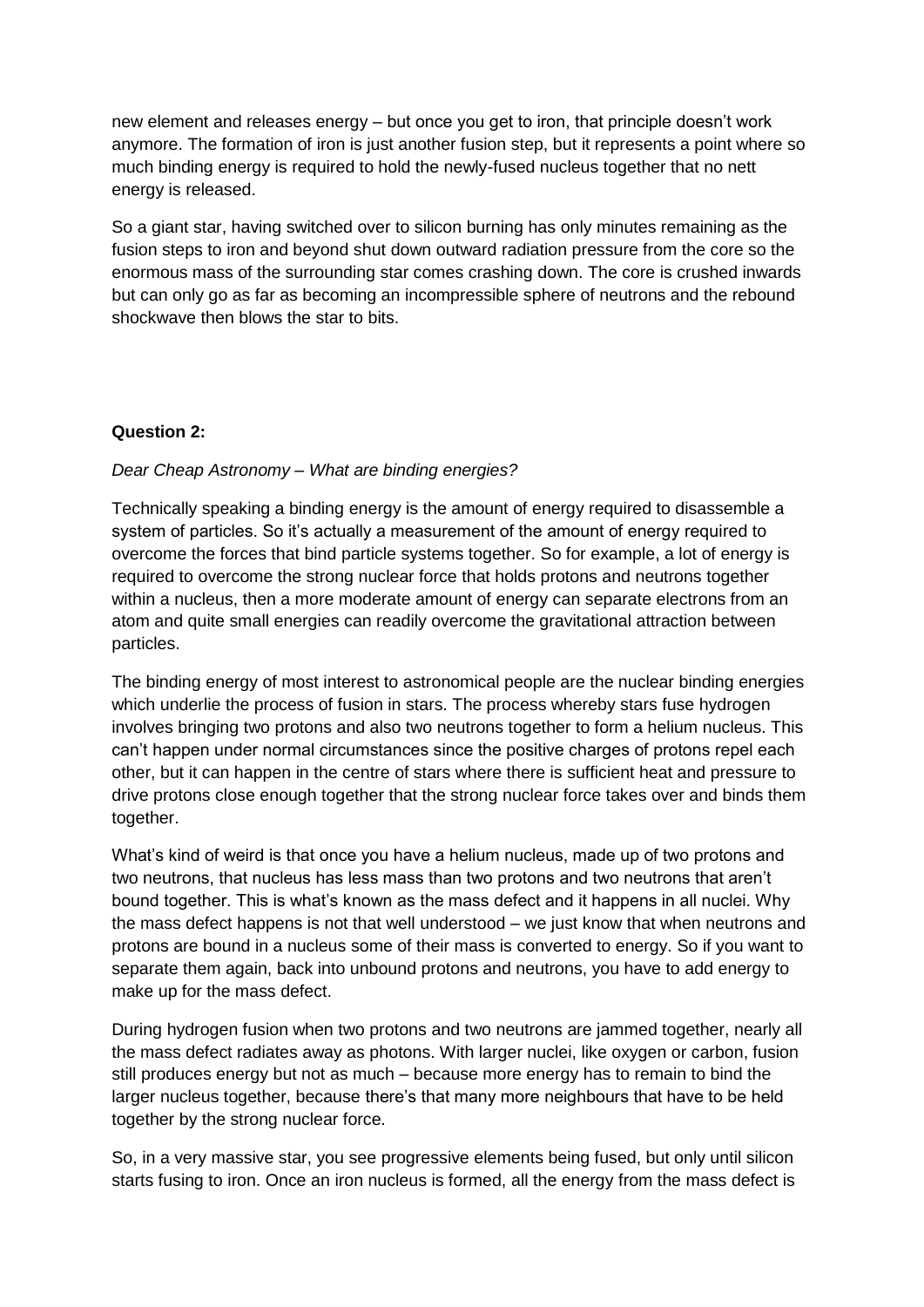new element and releases energy – but once you get to iron, that principle doesn't work anymore. The formation of iron is just another fusion step, but it represents a point where so much binding energy is required to hold the newly-fused nucleus together that no nett energy is released.

So a giant star, having switched over to silicon burning has only minutes remaining as the fusion steps to iron and beyond shut down outward radiation pressure from the core so the enormous mass of the surrounding star comes crashing down. The core is crushed inwards but can only go as far as becoming an incompressible sphere of neutrons and the rebound shockwave then blows the star to bits.

**Question 2:**

*Dear Cheap Astronomy – What are binding energies?*

Technically speaking a binding energy is the amount of energy required to disassemble a system of particles. So it's actually a measurement of the amount of energy required to overcome the forces that bind particle systems together. So for example, a lot of energy is required to overcome the strong nuclear force that holds protons and neutrons together within a nucleus, then a more moderate amount of energy can separate electrons from an atom and quite small energies can readily overcome the gravitational attraction between particles.

The binding energy of most interest to astronomical people are the nuclear binding energies which underlie the process of fusion in stars. The process whereby stars fuse hydrogen involves bringing two protons and also two neutrons together to form a helium nucleus. This can't happen under normal circumstances since the positive charges of protons repel each other, but it can happen in the centre of stars where there is sufficient heat and pressure to drive protons close enough together that the strong nuclear force takes over and binds them together.

What's kind of weird is that once you have a helium nucleus, made up of two protons and two neutrons, that nucleus has less mass than two protons and two neutrons that aren't bound together. This is what's known as the mass defect and it happens in all nuclei. Why the mass defect happens is not that well understood – we just know that when neutrons and protons are bound in a nucleus some of their mass is converted to energy. So if you want to separate them again, back into unbound protons and neutrons, you have to add energy to make up for the mass defect.

During hydrogen fusion when two protons and two neutrons are jammed together, nearly all the mass defect radiates away as photons. With larger nuclei, like oxygen or carbon, fusion still produces energy but not as much – because more energy has to remain to bind the larger nucleus together, because there's that many more neighbours that have to be held together by the strong nuclear force.

So, in a very massive star, you see progressive elements being fused, but only until silicon starts fusing to iron. Once an iron nucleus is formed, all the energy from the mass defect is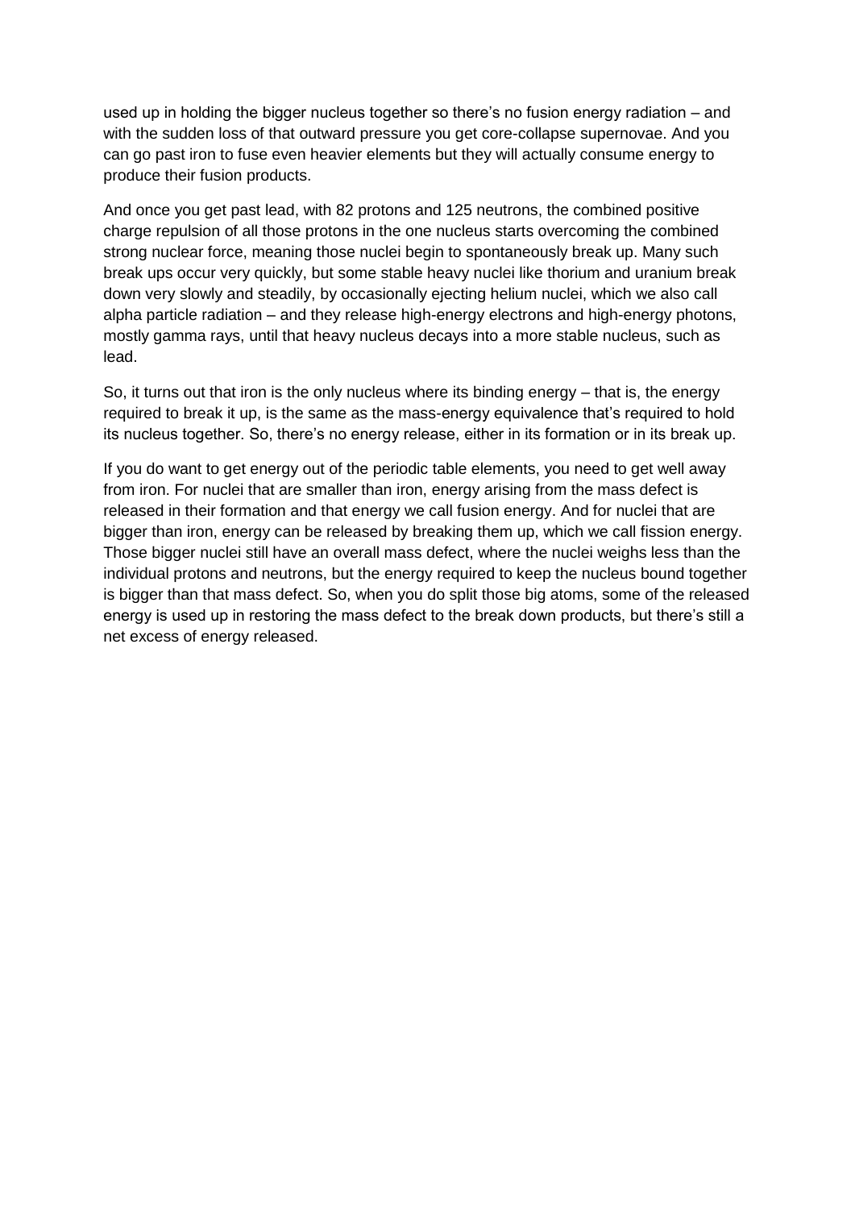used up in holding the bigger nucleus together so there's no fusion energy radiation – and with the sudden loss of that outward pressure you get core-collapse supernovae. And you can go past iron to fuse even heavier elements but they will actually consume energy to produce their fusion products.

And once you get past lead, with 82 protons and 125 neutrons, the combined positive charge repulsion of all those protons in the one nucleus starts overcoming the combined strong nuclear force, meaning those nuclei begin to spontaneously break up. Many such break ups occur very quickly, but some stable heavy nuclei like thorium and uranium break down very slowly and steadily, by occasionally ejecting helium nuclei, which we also call alpha particle radiation – and they release high-energy electrons and high-energy photons, mostly gamma rays, until that heavy nucleus decays into a more stable nucleus, such as lead.

So, it turns out that iron is the only nucleus where its binding energy – that is, the energy required to break it up, is the same as the mass-energy equivalence that's required to hold its nucleus together. So, there's no energy release, either in its formation or in its break up.

If you do want to get energy out of the periodic table elements, you need to get well away from iron. For nuclei that are smaller than iron, energy arising from the mass defect is released in their formation and that energy we call fusion energy. And for nuclei that are bigger than iron, energy can be released by breaking them up, which we call fission energy. Those bigger nuclei still have an overall mass defect, where the nuclei weighs less than the individual protons and neutrons, but the energy required to keep the nucleus bound together is bigger than that mass defect. So, when you do split those big atoms, some of the released energy is used up in restoring the mass defect to the break down products, but there's still a net excess of energy released.